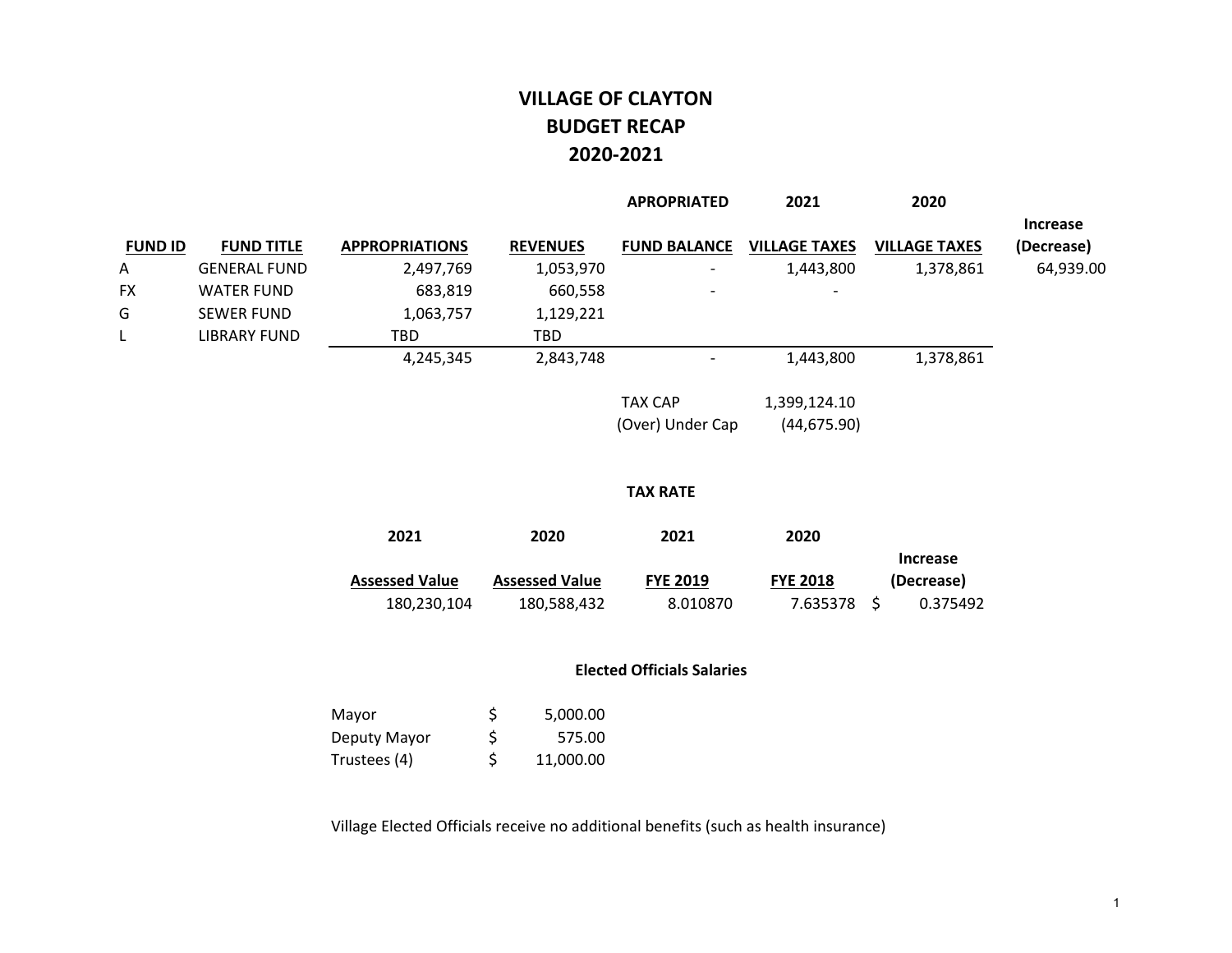# VILLAGE OF CLAYTON
## BUDGET RECAP
## 2020-2021

| FUND ID | FUND TITLE | APPROPRIATIONS | REVENUES | APROPRIATED FUND BALANCE | 2021 VILLAGE TAXES | 2020 VILLAGE TAXES | Increase (Decrease) |
|---|---|---|---|---|---|---|---|
| A | GENERAL FUND | 2,497,769 | 1,053,970 | - | 1,443,800 | 1,378,861 | 64,939.00 |
| FX | WATER FUND | 683,819 | 660,558 | - | - | | |
| G | SEWER FUND | 1,063,757 | 1,129,221 | | | | |
| L | LIBRARY FUND | TBD | TBD | | | | |
| | | 4,245,345 | 2,843,748 | - | 1,443,800 | 1,378,861 | |

| | |
|---|---|
| TAX CAP | 1,399,124.10 |
| (Over) Under Cap | (44,675.90) |

### TAX RATE

| 2021 Assessed Value | 2020 Assessed Value | 2021 FYE 2019 | 2020 FYE 2018 | Increase (Decrease) |
|---|---|---|---|---|
| 180,230,104 | 180,588,432 | 8.010870 | 7.635378 | $ 0.375492 |

### Elected Officials Salaries

| | |
|---|---|
| Mayor | $ 5,000.00 |
| Deputy Mayor | $ 575.00 |
| Trustees (4) | $ 11,000.00 |

Village Elected Officials receive no additional benefits (such as health insurance)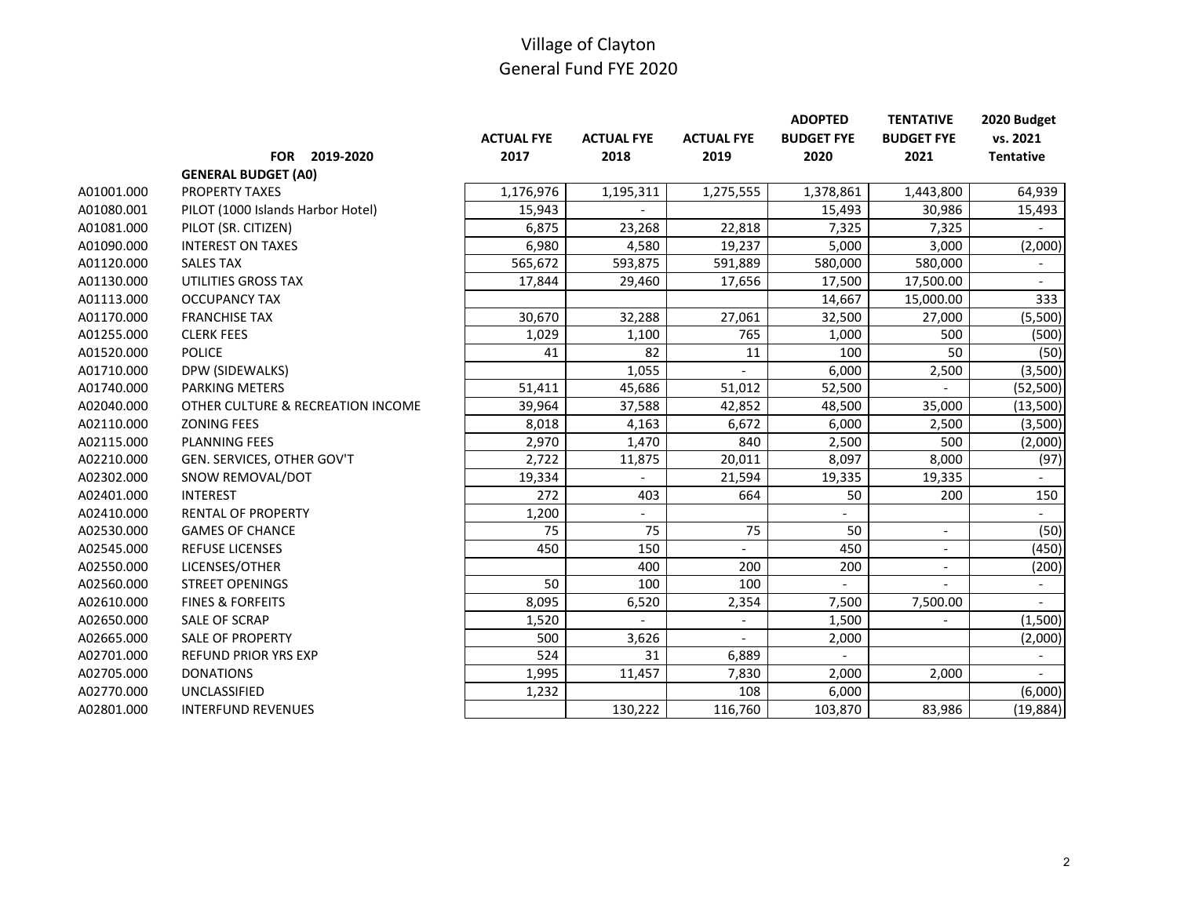# Village of Clayton
## General Fund FYE 2020

| | FOR 2019-2020 | ACTUAL FYE 2017 | ACTUAL FYE 2018 | ACTUAL FYE 2019 | ADOPTED BUDGET FYE 2020 | TENTATIVE BUDGET FYE 2021 | 2020 Budget vs. 2021 Tentative |
|---|---|---|---|---|---|---|---|
| | **GENERAL BUDGET (A0)** | | | | | | |
| A01001.000 | PROPERTY TAXES | 1,176,976 | 1,195,311 | 1,275,555 | 1,378,861 | 1,443,800 | 64,939 |
| A01080.001 | PILOT (1000 Islands Harbor Hotel) | 15,943 | - | | 15,493 | 30,986 | 15,493 |
| A01081.000 | PILOT (SR. CITIZEN) | 6,875 | 23,268 | 22,818 | 7,325 | 7,325 | - |
| A01090.000 | INTEREST ON TAXES | 6,980 | 4,580 | 19,237 | 5,000 | 3,000 | (2,000) |
| A01120.000 | SALES TAX | 565,672 | 593,875 | 591,889 | 580,000 | 580,000 | - |
| A01130.000 | UTILITIES GROSS TAX | 17,844 | 29,460 | 17,656 | 17,500 | 17,500.00 | - |
| A01113.000 | OCCUPANCY TAX | | | | 14,667 | 15,000.00 | 333 |
| A01170.000 | FRANCHISE TAX | 30,670 | 32,288 | 27,061 | 32,500 | 27,000 | (5,500) |
| A01255.000 | CLERK FEES | 1,029 | 1,100 | 765 | 1,000 | 500 | (500) |
| A01520.000 | POLICE | 41 | 82 | 11 | 100 | 50 | (50) |
| A01710.000 | DPW (SIDEWALKS) | | 1,055 | - | 6,000 | 2,500 | (3,500) |
| A01740.000 | PARKING METERS | 51,411 | 45,686 | 51,012 | 52,500 | - | (52,500) |
| A02040.000 | OTHER CULTURE & RECREATION INCOME | 39,964 | 37,588 | 42,852 | 48,500 | 35,000 | (13,500) |
| A02110.000 | ZONING FEES | 8,018 | 4,163 | 6,672 | 6,000 | 2,500 | (3,500) |
| A02115.000 | PLANNING FEES | 2,970 | 1,470 | 840 | 2,500 | 500 | (2,000) |
| A02210.000 | GEN. SERVICES, OTHER GOV'T | 2,722 | 11,875 | 20,011 | 8,097 | 8,000 | (97) |
| A02302.000 | SNOW REMOVAL/DOT | 19,334 | - | 21,594 | 19,335 | 19,335 | - |
| A02401.000 | INTEREST | 272 | 403 | 664 | 50 | 200 | 150 |
| A02410.000 | RENTAL OF PROPERTY | 1,200 | - | | - | | - |
| A02530.000 | GAMES OF CHANCE | 75 | 75 | 75 | 50 | - | (50) |
| A02545.000 | REFUSE LICENSES | 450 | 150 | - | 450 | - | (450) |
| A02550.000 | LICENSES/OTHER | | 400 | 200 | 200 | - | (200) |
| A02560.000 | STREET OPENINGS | 50 | 100 | 100 | - | - | - |
| A02610.000 | FINES & FORFEITS | 8,095 | 6,520 | 2,354 | 7,500 | 7,500.00 | - |
| A02650.000 | SALE OF SCRAP | 1,520 | - | - | 1,500 | - | (1,500) |
| A02665.000 | SALE OF PROPERTY | 500 | 3,626 | - | 2,000 | | (2,000) |
| A02701.000 | REFUND PRIOR YRS EXP | 524 | 31 | 6,889 | - | | - |
| A02705.000 | DONATIONS | 1,995 | 11,457 | 7,830 | 2,000 | 2,000 | - |
| A02770.000 | UNCLASSIFIED | 1,232 | | 108 | 6,000 | | (6,000) |
| A02801.000 | INTERFUND REVENUES | | 130,222 | 116,760 | 103,870 | 83,986 | (19,884) |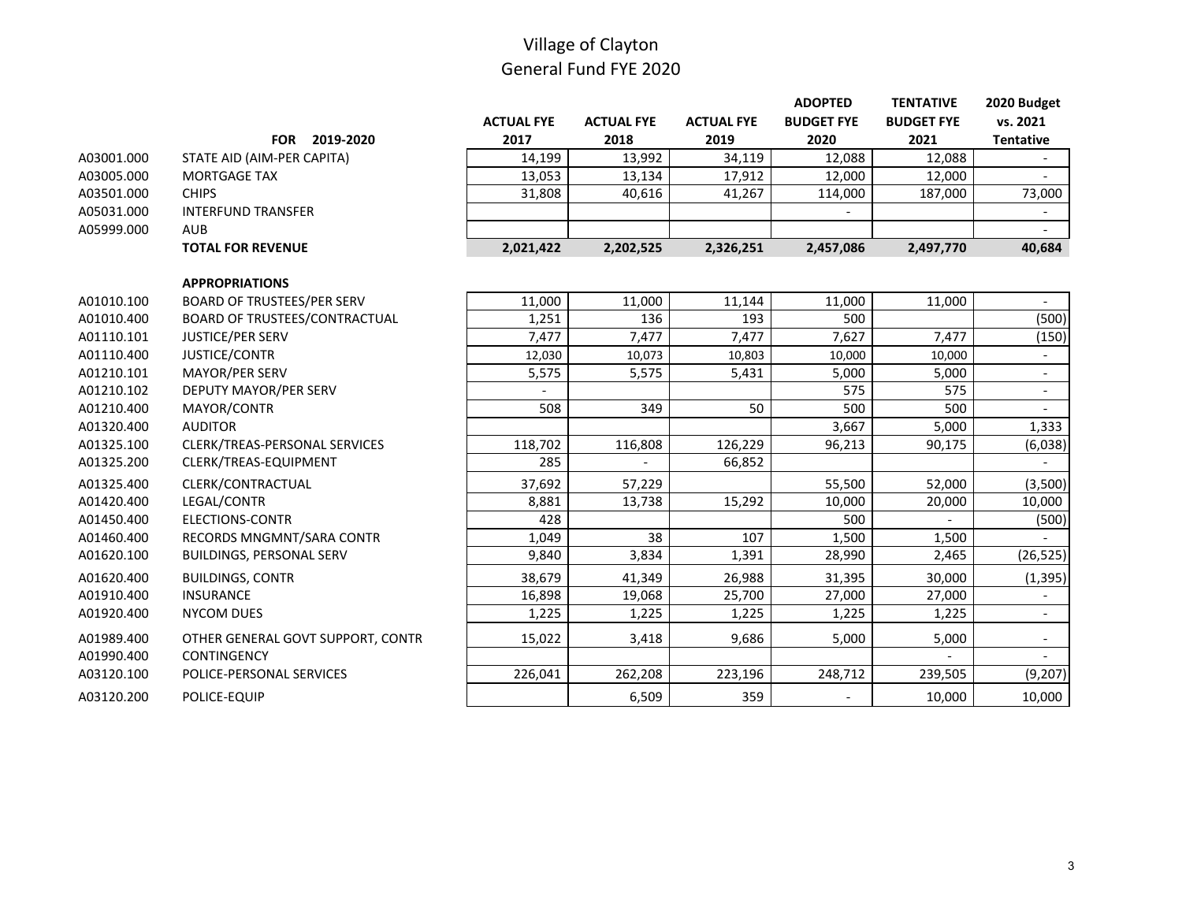# Village of Clayton
## General Fund FYE 2020

| | FOR 2019-2020 | ACTUAL FYE 2017 | ACTUAL FYE 2018 | ACTUAL FYE 2019 | ADOPTED BUDGET FYE 2020 | TENTATIVE BUDGET FYE 2021 | 2020 Budget vs. 2021 Tentative |
|---|---|---|---|---|---|---|---|
| A03001.000 | STATE AID (AIM-PER CAPITA) | 14,199 | 13,992 | 34,119 | 12,088 | 12,088 | - |
| A03005.000 | MORTGAGE TAX | 13,053 | 13,134 | 17,912 | 12,000 | 12,000 | - |
| A03501.000 | CHIPS | 31,808 | 40,616 | 41,267 | 114,000 | 187,000 | 73,000 |
| A05031.000 | INTERFUND TRANSFER | | | | - | | - |
| A05999.000 | AUB | | | | | | - |
| | **TOTAL FOR REVENUE** | **2,021,422** | **2,202,525** | **2,326,251** | **2,457,086** | **2,497,770** | **40,684** |
| | **APPROPRIATIONS** | | | | | | |
| A01010.100 | BOARD OF TRUSTEES/PER SERV | 11,000 | 11,000 | 11,144 | 11,000 | 11,000 | - |
| A01010.400 | BOARD OF TRUSTEES/CONTRACTUAL | 1,251 | 136 | 193 | 500 | | (500) |
| A01110.101 | JUSTICE/PER SERV | 7,477 | 7,477 | 7,477 | 7,627 | 7,477 | (150) |
| A01110.400 | JUSTICE/CONTR | 12,030 | 10,073 | 10,803 | 10,000 | 10,000 | - |
| A01210.101 | MAYOR/PER SERV | 5,575 | 5,575 | 5,431 | 5,000 | 5,000 | - |
| A01210.102 | DEPUTY MAYOR/PER SERV | - | | | 575 | 575 | - |
| A01210.400 | MAYOR/CONTR | 508 | 349 | 50 | 500 | 500 | - |
| A01320.400 | AUDITOR | | | | 3,667 | 5,000 | 1,333 |
| A01325.100 | CLERK/TREAS-PERSONAL SERVICES | 118,702 | 116,808 | 126,229 | 96,213 | 90,175 | (6,038) |
| A01325.200 | CLERK/TREAS-EQUIPMENT | 285 | - | 66,852 | | | - |
| A01325.400 | CLERK/CONTRACTUAL | 37,692 | 57,229 | | 55,500 | 52,000 | (3,500) |
| A01420.400 | LEGAL/CONTR | 8,881 | 13,738 | 15,292 | 10,000 | 20,000 | 10,000 |
| A01450.400 | ELECTIONS-CONTR | 428 | | | 500 | - | (500) |
| A01460.400 | RECORDS MNGMNT/SARA CONTR | 1,049 | 38 | 107 | 1,500 | 1,500 | - |
| A01620.100 | BUILDINGS, PERSONAL SERV | 9,840 | 3,834 | 1,391 | 28,990 | 2,465 | (26,525) |
| A01620.400 | BUILDINGS, CONTR | 38,679 | 41,349 | 26,988 | 31,395 | 30,000 | (1,395) |
| A01910.400 | INSURANCE | 16,898 | 19,068 | 25,700 | 27,000 | 27,000 | - |
| A01920.400 | NYCOM DUES | 1,225 | 1,225 | 1,225 | 1,225 | 1,225 | - |
| A01989.400 | OTHER GENERAL GOVT SUPPORT, CONTR | 15,022 | 3,418 | 9,686 | 5,000 | 5,000 | - |
| A01990.400 | CONTINGENCY | | | | | - | - |
| A03120.100 | POLICE-PERSONAL SERVICES | 226,041 | 262,208 | 223,196 | 248,712 | 239,505 | (9,207) |
| A03120.200 | POLICE-EQUIP | | 6,509 | 359 | - | 10,000 | 10,000 |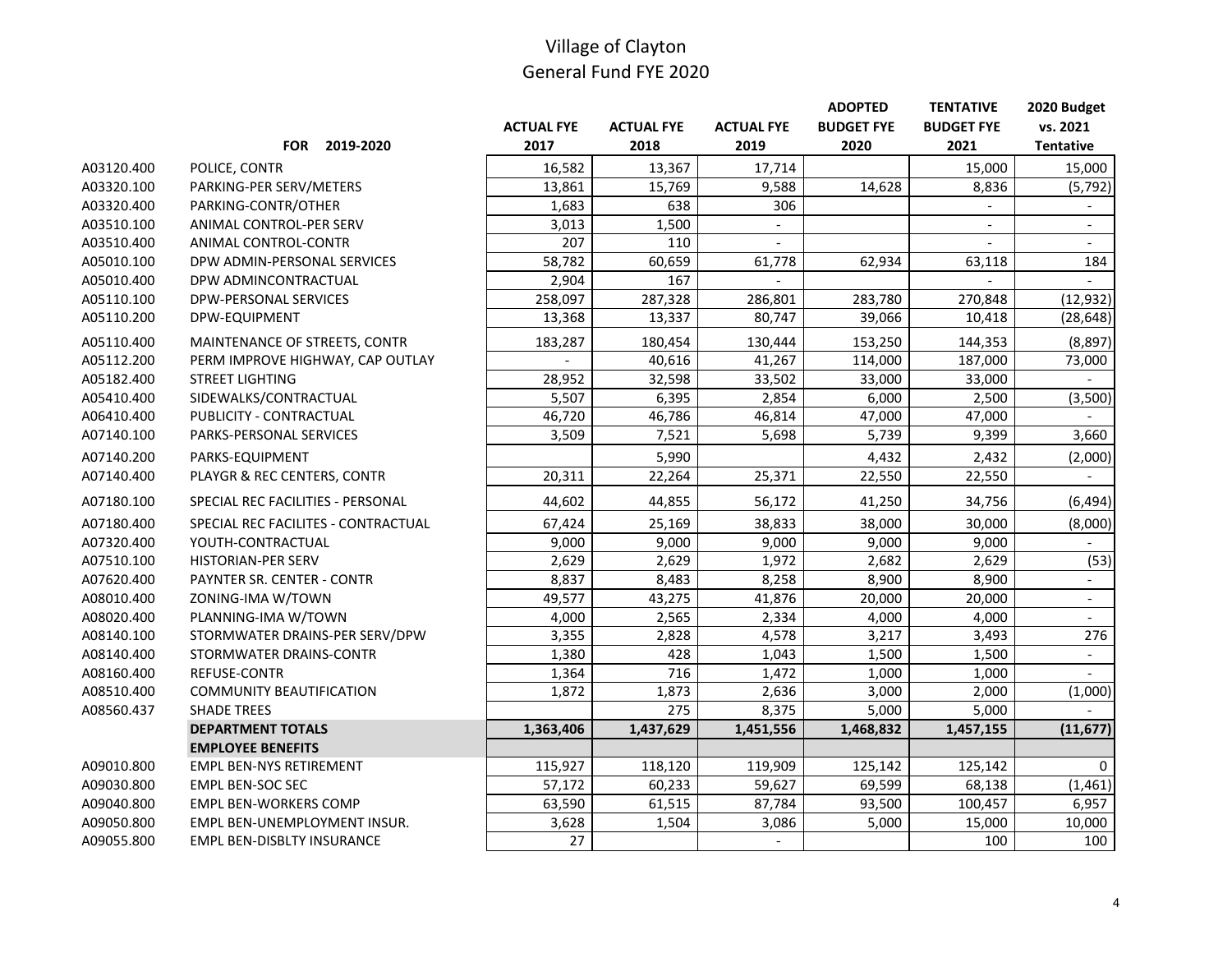# Village of Clayton
## General Fund FYE 2020

| | FOR 2019-2020 | ACTUAL FYE 2017 | ACTUAL FYE 2018 | ACTUAL FYE 2019 | ADOPTED BUDGET FYE 2020 | TENTATIVE BUDGET FYE 2021 | 2020 Budget vs. 2021 Tentative |
|---|---|---|---|---|---|---|---|
| A03120.400 | POLICE, CONTR | 16,582 | 13,367 | 17,714 | | 15,000 | 15,000 |
| A03320.100 | PARKING-PER SERV/METERS | 13,861 | 15,769 | 9,588 | 14,628 | 8,836 | (5,792) |
| A03320.400 | PARKING-CONTR/OTHER | 1,683 | 638 | 306 | | - | - |
| A03510.100 | ANIMAL CONTROL-PER SERV | 3,013 | 1,500 | - | | - | - |
| A03510.400 | ANIMAL CONTROL-CONTR | 207 | 110 | - | | - | - |
| A05010.100 | DPW ADMIN-PERSONAL SERVICES | 58,782 | 60,659 | 61,778 | 62,934 | 63,118 | 184 |
| A05010.400 | DPW ADMINCONTRACTUAL | 2,904 | 167 | - | | - | - |
| A05110.100 | DPW-PERSONAL SERVICES | 258,097 | 287,328 | 286,801 | 283,780 | 270,848 | (12,932) |
| A05110.200 | DPW-EQUIPMENT | 13,368 | 13,337 | 80,747 | 39,066 | 10,418 | (28,648) |
| A05110.400 | MAINTENANCE OF STREETS, CONTR | 183,287 | 180,454 | 130,444 | 153,250 | 144,353 | (8,897) |
| A05112.200 | PERM IMPROVE HIGHWAY, CAP OUTLAY | - | 40,616 | 41,267 | 114,000 | 187,000 | 73,000 |
| A05182.400 | STREET LIGHTING | 28,952 | 32,598 | 33,502 | 33,000 | 33,000 | - |
| A05410.400 | SIDEWALKS/CONTRACTUAL | 5,507 | 6,395 | 2,854 | 6,000 | 2,500 | (3,500) |
| A06410.400 | PUBLICITY - CONTRACTUAL | 46,720 | 46,786 | 46,814 | 47,000 | 47,000 | - |
| A07140.100 | PARKS-PERSONAL SERVICES | 3,509 | 7,521 | 5,698 | 5,739 | 9,399 | 3,660 |
| A07140.200 | PARKS-EQUIPMENT | | 5,990 | | 4,432 | 2,432 | (2,000) |
| A07140.400 | PLAYGR & REC CENTERS, CONTR | 20,311 | 22,264 | 25,371 | 22,550 | 22,550 | - |
| A07180.100 | SPECIAL REC FACILITIES - PERSONAL | 44,602 | 44,855 | 56,172 | 41,250 | 34,756 | (6,494) |
| A07180.400 | SPECIAL REC FACILITES - CONTRACTUAL | 67,424 | 25,169 | 38,833 | 38,000 | 30,000 | (8,000) |
| A07320.400 | YOUTH-CONTRACTUAL | 9,000 | 9,000 | 9,000 | 9,000 | 9,000 | - |
| A07510.100 | HISTORIAN-PER SERV | 2,629 | 2,629 | 1,972 | 2,682 | 2,629 | (53) |
| A07620.400 | PAYNTER SR. CENTER - CONTR | 8,837 | 8,483 | 8,258 | 8,900 | 8,900 | - |
| A08010.400 | ZONING-IMA W/TOWN | 49,577 | 43,275 | 41,876 | 20,000 | 20,000 | - |
| A08020.400 | PLANNING-IMA W/TOWN | 4,000 | 2,565 | 2,334 | 4,000 | 4,000 | - |
| A08140.100 | STORMWATER DRAINS-PER SERV/DPW | 3,355 | 2,828 | 4,578 | 3,217 | 3,493 | 276 |
| A08140.400 | STORMWATER DRAINS-CONTR | 1,380 | 428 | 1,043 | 1,500 | 1,500 | - |
| A08160.400 | REFUSE-CONTR | 1,364 | 716 | 1,472 | 1,000 | 1,000 | - |
| A08510.400 | COMMUNITY BEAUTIFICATION | 1,872 | 1,873 | 2,636 | 3,000 | 2,000 | (1,000) |
| A08560.437 | SHADE TREES | | 275 | 8,375 | 5,000 | 5,000 | - |
| | **DEPARTMENT TOTALS** | **1,363,406** | **1,437,629** | **1,451,556** | **1,468,832** | **1,457,155** | **(11,677)** |
| | **EMPLOYEE BENEFITS** | | | | | | |
| A09010.800 | EMPL BEN-NYS RETIREMENT | 115,927 | 118,120 | 119,909 | 125,142 | 125,142 | 0 |
| A09030.800 | EMPL BEN-SOC SEC | 57,172 | 60,233 | 59,627 | 69,599 | 68,138 | (1,461) |
| A09040.800 | EMPL BEN-WORKERS COMP | 63,590 | 61,515 | 87,784 | 93,500 | 100,457 | 6,957 |
| A09050.800 | EMPL BEN-UNEMPLOYMENT INSUR. | 3,628 | 1,504 | 3,086 | 5,000 | 15,000 | 10,000 |
| A09055.800 | EMPL BEN-DISBLTY INSURANCE | 27 | | - | | 100 | 100 |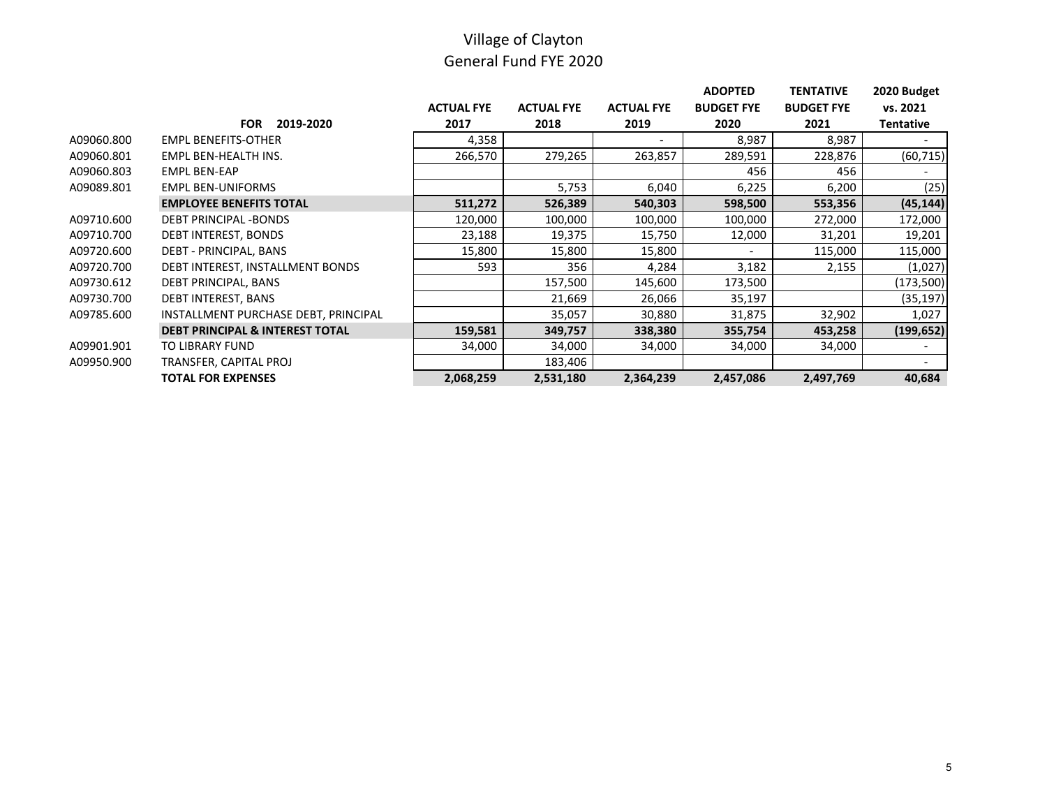# Village of Clayton
## General Fund FYE 2020

| | FOR 2019-2020 | ACTUAL FYE 2017 | ACTUAL FYE 2018 | ACTUAL FYE 2019 | ADOPTED BUDGET FYE 2020 | TENTATIVE BUDGET FYE 2021 | 2020 Budget vs. 2021 Tentative |
|---|---|---|---|---|---|---|---|
| A09060.800 | EMPL BENEFITS-OTHER | 4,358 | | - | 8,987 | 8,987 | - |
| A09060.801 | EMPL BEN-HEALTH INS. | 266,570 | 279,265 | 263,857 | 289,591 | 228,876 | (60,715) |
| A09060.803 | EMPL BEN-EAP | | | | 456 | 456 | - |
| A09089.801 | EMPL BEN-UNIFORMS | | 5,753 | 6,040 | 6,225 | 6,200 | (25) |
| | **EMPLOYEE BENEFITS TOTAL** | **511,272** | **526,389** | **540,303** | **598,500** | **553,356** | **(45,144)** |
| A09710.600 | DEBT PRINCIPAL -BONDS | 120,000 | 100,000 | 100,000 | 100,000 | 272,000 | 172,000 |
| A09710.700 | DEBT INTEREST, BONDS | 23,188 | 19,375 | 15,750 | 12,000 | 31,201 | 19,201 |
| A09720.600 | DEBT - PRINCIPAL, BANS | 15,800 | 15,800 | 15,800 | - | 115,000 | 115,000 |
| A09720.700 | DEBT INTEREST, INSTALLMENT BONDS | 593 | 356 | 4,284 | 3,182 | 2,155 | (1,027) |
| A09730.612 | DEBT PRINCIPAL, BANS | | 157,500 | 145,600 | 173,500 | | (173,500) |
| A09730.700 | DEBT INTEREST, BANS | | 21,669 | 26,066 | 35,197 | | (35,197) |
| A09785.600 | INSTALLMENT PURCHASE DEBT, PRINCIPAL | | 35,057 | 30,880 | 31,875 | 32,902 | 1,027 |
| | **DEBT PRINCIPAL & INTEREST TOTAL** | **159,581** | **349,757** | **338,380** | **355,754** | **453,258** | **(199,652)** |
| A09901.901 | TO LIBRARY FUND | 34,000 | 34,000 | 34,000 | 34,000 | 34,000 | - |
| A09950.900 | TRANSFER, CAPITAL PROJ | | 183,406 | | | | - |
| | **TOTAL FOR EXPENSES** | **2,068,259** | **2,531,180** | **2,364,239** | **2,457,086** | **2,497,769** | **40,684** |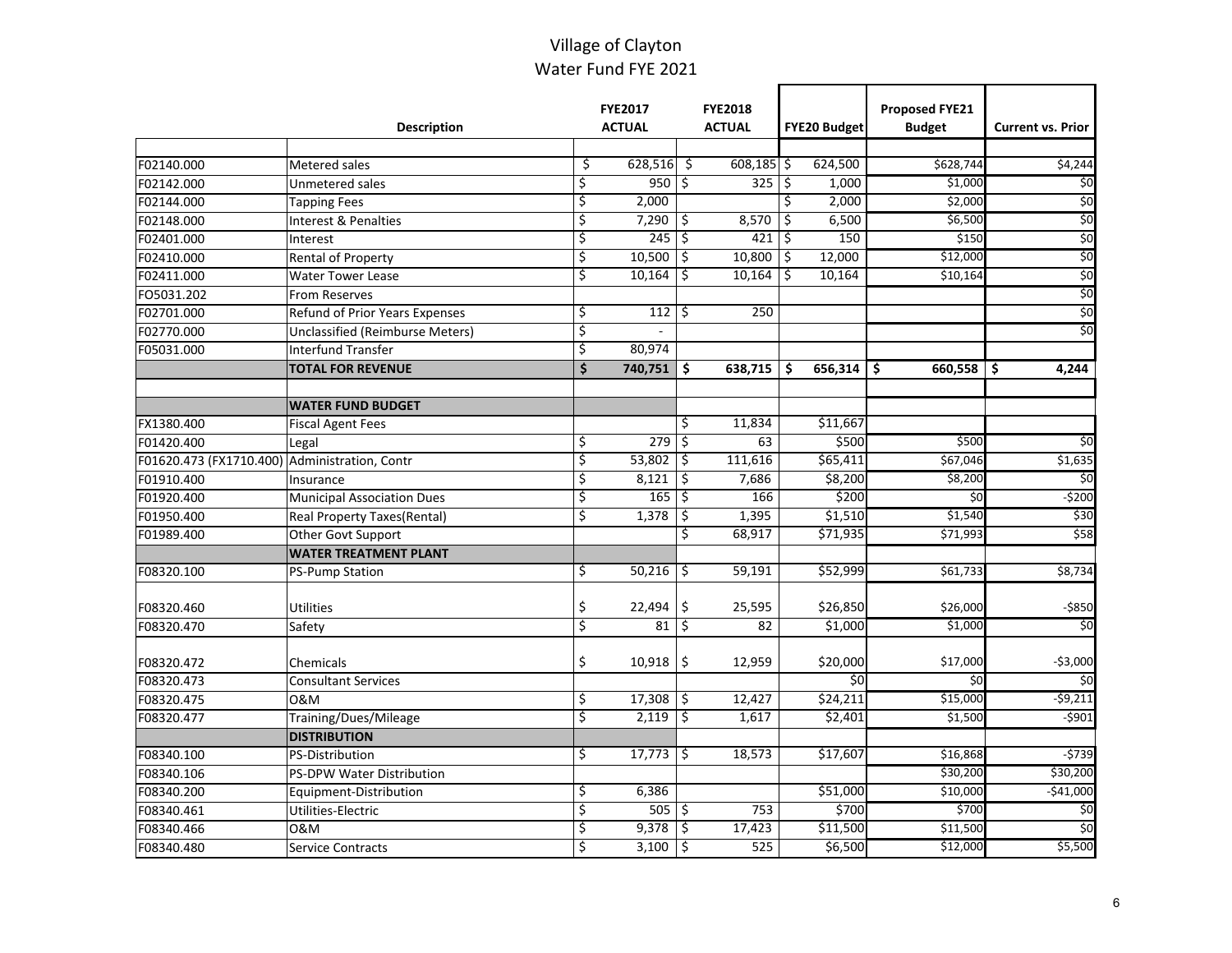# Village of Clayton
## Water Fund FYE 2021

| | Description | FYE2017 ACTUAL | FYE2018 ACTUAL | FYE20 Budget | Proposed FYE21 Budget | Current vs. Prior |
|---|---|---|---|---|---|---|
| F02140.000 | Metered sales | $ 628,516 | $ 608,185 | $ 624,500 | $628,744 | $4,244 |
| F02142.000 | Unmetered sales | $ 950 | $ 325 | $ 1,000 | $1,000 | $0 |
| F02144.000 | Tapping Fees | $ 2,000 | | $ 2,000 | $2,000 | $0 |
| F02148.000 | Interest & Penalties | $ 7,290 | $ 8,570 | $ 6,500 | $6,500 | $0 |
| F02401.000 | Interest | $ 245 | $ 421 | $ 150 | $150 | $0 |
| F02410.000 | Rental of Property | $ 10,500 | $ 10,800 | $ 12,000 | $12,000 | $0 |
| F02411.000 | Water Tower Lease | $ 10,164 | $ 10,164 | $ 10,164 | $10,164 | $0 |
| FO5031.202 | From Reserves | | | | | $0 |
| F02701.000 | Refund of Prior Years Expenses | $ 112 | $ 250 | | | $0 |
| F02770.000 | Unclassified (Reimburse Meters) | $ - | | | | $0 |
| F05031.000 | Interfund Transfer | $ 80,974 | | | | |
| | **TOTAL FOR REVENUE** | **$ 740,751** | **$ 638,715** | **$ 656,314** | **$ 660,558** | **$ 4,244** |
| | | | | | | |
| | **WATER FUND BUDGET** | | | | | |
| FX1380.400 | Fiscal Agent Fees | | $ 11,834 | $11,667 | | |
| F01420.400 | Legal | $ 279 | $ 63 | $500 | $500 | $0 |
| F01620.473 (FX1710.400) | Administration, Contr | $ 53,802 | $ 111,616 | $65,411 | $67,046 | $1,635 |
| F01910.400 | Insurance | $ 8,121 | $ 7,686 | $8,200 | $8,200 | $0 |
| F01920.400 | Municipal Association Dues | $ 165 | $ 166 | $200 | $0 | -$200 |
| F01950.400 | Real Property Taxes(Rental) | $ 1,378 | $ 1,395 | $1,510 | $1,540 | $30 |
| F01989.400 | Other Govt Support | | $ 68,917 | $71,935 | $71,993 | $58 |
| | **WATER TREATMENT PLANT** | | | | | |
| F08320.100 | PS-Pump Station | $ 50,216 | $ 59,191 | $52,999 | $61,733 | $8,734 |
| F08320.460 | Utilities | $ 22,494 | $ 25,595 | $26,850 | $26,000 | -$850 |
| F08320.470 | Safety | $ 81 | $ 82 | $1,000 | $1,000 | $0 |
| F08320.472 | Chemicals | $ 10,918 | $ 12,959 | $20,000 | $17,000 | -$3,000 |
| F08320.473 | Consultant Services | | | $0 | $0 | $0 |
| F08320.475 | O&M | $ 17,308 | $ 12,427 | $24,211 | $15,000 | -$9,211 |
| F08320.477 | Training/Dues/Mileage | $ 2,119 | $ 1,617 | $2,401 | $1,500 | -$901 |
| | **DISTRIBUTION** | | | | | |
| F08340.100 | PS-Distribution | $ 17,773 | $ 18,573 | $17,607 | $16,868 | -$739 |
| F08340.106 | PS-DPW Water Distribution | | | | $30,200 | $30,200 |
| F08340.200 | Equipment-Distribution | $ 6,386 | | $51,000 | $10,000 | -$41,000 |
| F08340.461 | Utilities-Electric | $ 505 | $ 753 | $700 | $700 | $0 |
| F08340.466 | O&M | $ 9,378 | $ 17,423 | $11,500 | $11,500 | $0 |
| F08340.480 | Service Contracts | $ 3,100 | $ 525 | $6,500 | $12,000 | $5,500 |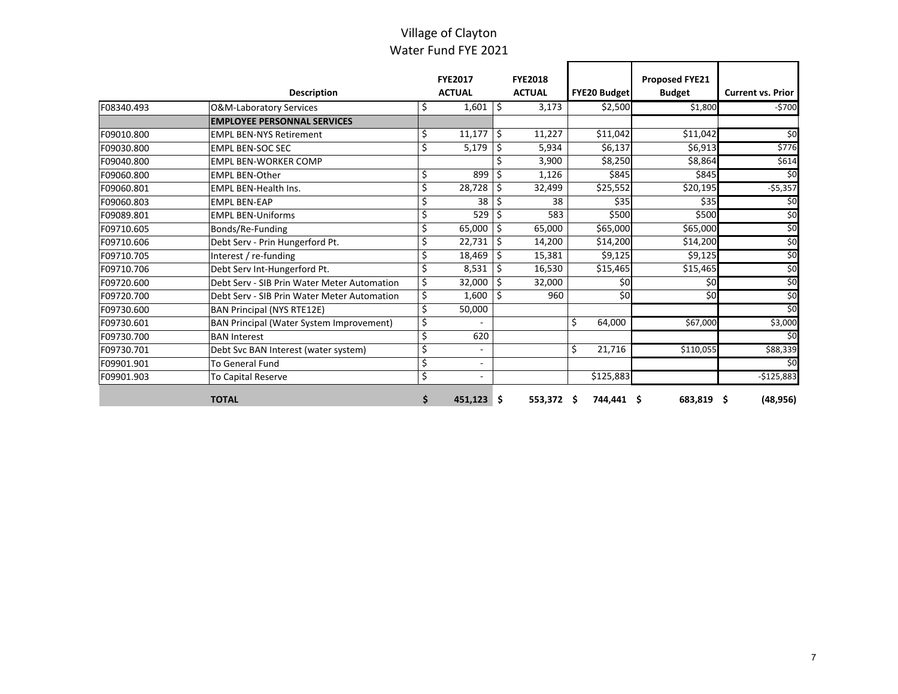# Village of Clayton
## Water Fund FYE 2021

| | Description | FYE2017 ACTUAL | FYE2018 ACTUAL | FYE20 Budget | Proposed FYE21 Budget | Current vs. Prior |
|---|---|---|---|---|---|---|
| F08340.493 | O&M-Laboratory Services | $ 1,601 | $ 3,173 | $2,500 | $1,800 | -$700 |
| | **EMPLOYEE PERSONNAL SERVICES** | | | | | |
| F09010.800 | EMPL BEN-NYS Retirement | $ 11,177 | $ 11,227 | $11,042 | $11,042 | $0 |
| F09030.800 | EMPL BEN-SOC SEC | $ 5,179 | $ 5,934 | $6,137 | $6,913 | $776 |
| F09040.800 | EMPL BEN-WORKER COMP | | $ 3,900 | $8,250 | $8,864 | $614 |
| F09060.800 | EMPL BEN-Other | $ 899 | $ 1,126 | $845 | $845 | $0 |
| F09060.801 | EMPL BEN-Health Ins. | $ 28,728 | $ 32,499 | $25,552 | $20,195 | -$5,357 |
| F09060.803 | EMPL BEN-EAP | $ 38 | $ 38 | $35 | $35 | $0 |
| F09089.801 | EMPL BEN-Uniforms | $ 529 | $ 583 | $500 | $500 | $0 |
| F09710.605 | Bonds/Re-Funding | $ 65,000 | $ 65,000 | $65,000 | $65,000 | $0 |
| F09710.606 | Debt Serv - Prin Hungerford Pt. | $ 22,731 | $ 14,200 | $14,200 | $14,200 | $0 |
| F09710.705 | Interest / re-funding | $ 18,469 | $ 15,381 | $9,125 | $9,125 | $0 |
| F09710.706 | Debt Serv Int-Hungerford Pt. | $ 8,531 | $ 16,530 | $15,465 | $15,465 | $0 |
| F09720.600 | Debt Serv - SIB Prin Water Meter Automation | $ 32,000 | $ 32,000 | $0 | $0 | $0 |
| F09720.700 | Debt Serv - SIB Prin Water Meter Automation | $ 1,600 | $ 960 | $0 | $0 | $0 |
| F09730.600 | BAN Principal (NYS RTE12E) | $ 50,000 | | | | $0 |
| F09730.601 | BAN Principal (Water System Improvement) | $ - | | $ 64,000 | $67,000 | $3,000 |
| F09730.700 | BAN Interest | $ 620 | | | | $0 |
| F09730.701 | Debt Svc BAN Interest (water system) | $ - | | $ 21,716 | $110,055 | $88,339 |
| F09901.901 | To General Fund | $ - | | | | $0 |
| F09901.903 | To Capital Reserve | $ - | | $125,883 | | -$125,883 |
| | **TOTAL** | **$ 451,123** | **$ 553,372** | **$ 744,441** | **$ 683,819** | **$ (48,956)** |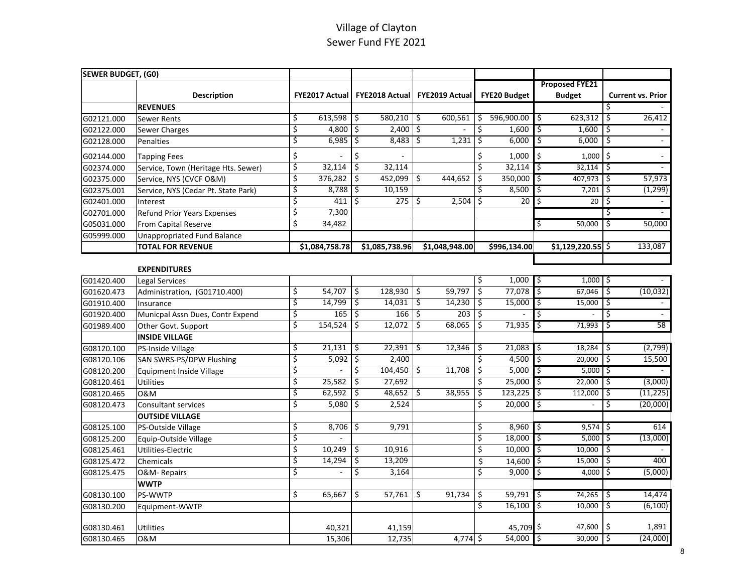# Village of Clayton
## Sewer Fund FYE 2021

| SEWER BUDGET, (G0) | | | | | | | |
|---|---|---|---|---|---|---|---|
| | **Description** | **FYE2017 Actual** | **FYE2018 Actual** | **FYE2019 Actual** | **FYE20 Budget** | **Proposed FYE21 Budget** | **Current vs. Prior** |
| | **REVENUES** | | | | | | $ - |
| G02121.000 | Sewer Rents | $ 613,598 | $ 580,210 | $ 600,561 | $ 596,900.00 | $ 623,312 | $ 26,412 |
| G02122.000 | Sewer Charges | $ 4,800 | $ 2,400 | $ - | $ 1,600 | $ 1,600 | $ - |
| G02128.000 | Penalties | $ 6,985 | $ 8,483 | $ 1,231 | $ 6,000 | $ 6,000 | $ - |
| G02144.000 | Tapping Fees | $ - | $ - | | $ 1,000 | $ 1,000 | $ - |
| G02374.000 | Service, Town (Heritage Hts. Sewer) | $ 32,114 | $ 32,114 | | $ 32,114 | $ 32,114 | $ - |
| G02375.000 | Service, NYS (CVCF O&M) | $ 376,282 | $ 452,099 | $ 444,652 | $ 350,000 | $ 407,973 | $ 57,973 |
| G02375.001 | Service, NYS (Cedar Pt. State Park) | $ 8,788 | $ 10,159 | | $ 8,500 | $ 7,201 | $ (1,299) |
| G02401.000 | Interest | $ 411 | $ 275 | $ 2,504 | $ 20 | $ 20 | $ - |
| G02701.000 | Refund Prior Years Expenses | $ 7,300 | | | | | $ - |
| G05031.000 | From Capital Reserve | $ 34,482 | | | | $ 50,000 | $ 50,000 |
| G05999.000 | Unappropriated Fund Balance | | | | | | |
| | **TOTAL FOR REVENUE** | **$1,084,758.78** | **$1,085,738.96** | **$1,048,948.00** | **$996,134.00** | **$1,129,220.55** | $ 133,087 |
| | | | | | | | |
| | **EXPENDITURES** | | | | | | |
| G01420.400 | Legal Services | | | | $ 1,000 | $ 1,000 | $ - |
| G01620.473 | Administration, (G01710.400) | $ 54,707 | $ 128,930 | $ 59,797 | $ 77,078 | $ 67,046 | $ (10,032) |
| G01910.400 | Insurance | $ 14,799 | $ 14,031 | $ 14,230 | $ 15,000 | $ 15,000 | $ - |
| G01920.400 | Municpal Assn Dues, Contr Expend | $ 165 | $ 166 | $ 203 | $ - | $ - | $ - |
| G01989.400 | Other Govt. Support | $ 154,524 | $ 12,072 | $ 68,065 | $ 71,935 | $ 71,993 | $ 58 |
| | **INSIDE VILLAGE** | | | | | | |
| G08120.100 | PS-Inside Village | $ 21,131 | $ 22,391 | $ 12,346 | $ 21,083 | $ 18,284 | $ (2,799) |
| G08120.106 | SAN SWRS-PS/DPW Flushing | $ 5,092 | $ 2,400 | | $ 4,500 | $ 20,000 | $ 15,500 |
| G08120.200 | Equipment Inside Village | $ - | $ 104,450 | $ 11,708 | $ 5,000 | $ 5,000 | $ - |
| G08120.461 | Utilities | $ 25,582 | $ 27,692 | | $ 25,000 | $ 22,000 | $ (3,000) |
| G08120.465 | O&M | $ 62,592 | $ 48,652 | $ 38,955 | $ 123,225 | $ 112,000 | $ (11,225) |
| G08120.473 | Consultant services | $ 5,080 | $ 2,524 | | $ 20,000 | $ - | $ (20,000) |
| | **OUTSIDE VILLAGE** | | | | | | |
| G08125.100 | PS-Outside Village | $ 8,706 | $ 9,791 | | $ 8,960 | $ 9,574 | $ 614 |
| G08125.200 | Equip-Outside Village | $ - | | | $ 18,000 | $ 5,000 | $ (13,000) |
| G08125.461 | Utilities-Electric | $ 10,249 | $ 10,916 | | $ 10,000 | $ 10,000 | $ - |
| G08125.472 | Chemicals | $ 14,294 | $ 13,209 | | $ 14,600 | $ 15,000 | $ 400 |
| G08125.475 | O&M- Repairs | $ - | $ 3,164 | | $ 9,000 | $ 4,000 | $ (5,000) |
| | **WWTP** | | | | | | |
| G08130.100 | PS-WWTP | $ 65,667 | $ 57,761 | $ 91,734 | $ 59,791 | $ 74,265 | $ 14,474 |
| G08130.200 | Equipment-WWTP | | | | $ 16,100 | $ 10,000 | $ (6,100) |
| G08130.461 | Utilities | 40,321 | 41,159 | | 45,709 | $ 47,600 | $ 1,891 |
| G08130.465 | O&M | 15,306 | 12,735 | 4,774 | $ 54,000 | $ 30,000 | $ (24,000) |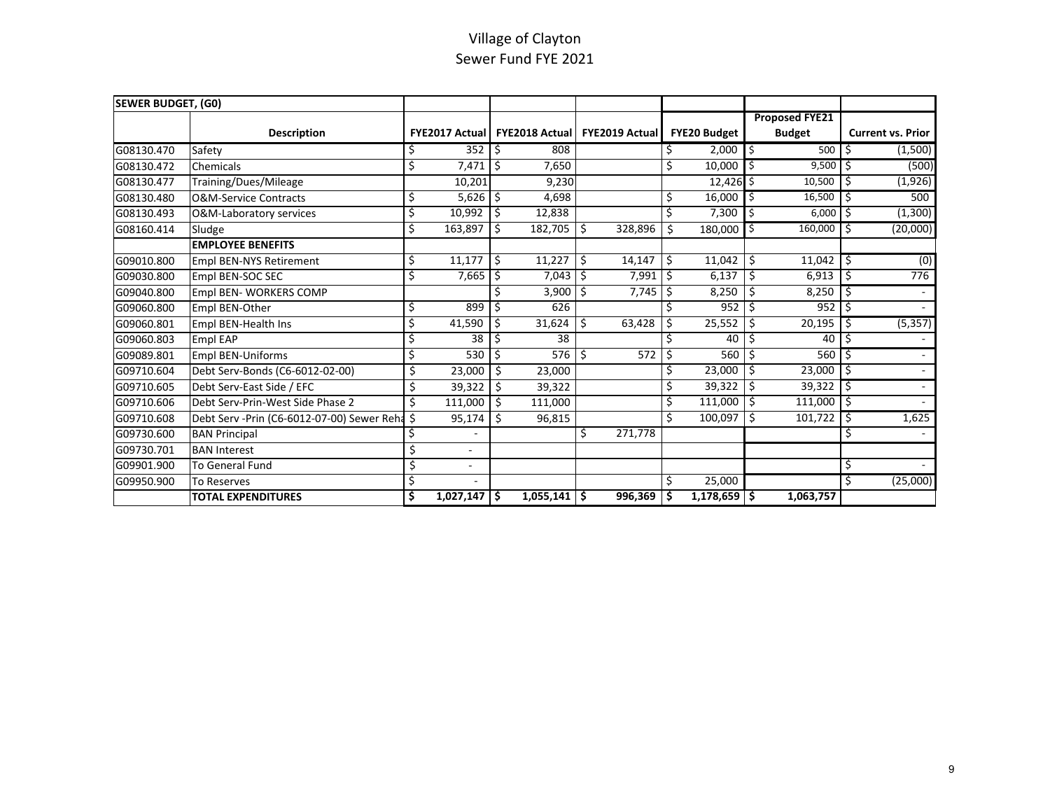# Village of Clayton
## Sewer Fund FYE 2021

| SEWER BUDGET, (G0) | | | | | | | |
|---|---|---|---|---|---|---|---|
| | Description | FYE2017 Actual | FYE2018 Actual | FYE2019 Actual | FYE20 Budget | Proposed FYE21 Budget | Current vs. Prior |
| G08130.470 | Safety | $ 352 | $ 808 | | $ 2,000 | $ 500 | $ (1,500) |
| G08130.472 | Chemicals | $ 7,471 | $ 7,650 | | $ 10,000 | $ 9,500 | $ (500) |
| G08130.477 | Training/Dues/Mileage | 10,201 | 9,230 | | 12,426 | $ 10,500 | $ (1,926) |
| G08130.480 | O&M-Service Contracts | $ 5,626 | $ 4,698 | | $ 16,000 | $ 16,500 | $ 500 |
| G08130.493 | O&M-Laboratory services | $ 10,992 | $ 12,838 | | $ 7,300 | $ 6,000 | $ (1,300) |
| G08160.414 | Sludge | $ 163,897 | $ 182,705 | $ 328,896 | $ 180,000 | $ 160,000 | $ (20,000) |
| | **EMPLOYEE BENEFITS** | | | | | | |
| G09010.800 | Empl BEN-NYS Retirement | $ 11,177 | $ 11,227 | $ 14,147 | $ 11,042 | $ 11,042 | $ (0) |
| G09030.800 | Empl BEN-SOC SEC | $ 7,665 | $ 7,043 | $ 7,991 | $ 6,137 | $ 6,913 | $ 776 |
| G09040.800 | Empl BEN- WORKERS COMP | | $ 3,900 | $ 7,745 | $ 8,250 | $ 8,250 | $ - |
| G09060.800 | Empl BEN-Other | $ 899 | $ 626 | | $ 952 | $ 952 | $ - |
| G09060.801 | Empl BEN-Health Ins | $ 41,590 | $ 31,624 | $ 63,428 | $ 25,552 | $ 20,195 | $ (5,357) |
| G09060.803 | Empl EAP | $ 38 | $ 38 | | $ 40 | $ 40 | $ - |
| G09089.801 | Empl BEN-Uniforms | $ 530 | $ 576 | $ 572 | $ 560 | $ 560 | $ - |
| G09710.604 | Debt Serv-Bonds (C6-6012-02-00) | $ 23,000 | $ 23,000 | | $ 23,000 | $ 23,000 | $ - |
| G09710.605 | Debt Serv-East Side / EFC | $ 39,322 | $ 39,322 | | $ 39,322 | $ 39,322 | $ - |
| G09710.606 | Debt Serv-Prin-West Side Phase 2 | $ 111,000 | $ 111,000 | | $ 111,000 | $ 111,000 | $ - |
| G09710.608 | Debt Serv -Prin (C6-6012-07-00) Sewer Reha | $ 95,174 | $ 96,815 | | $ 100,097 | $ 101,722 | $ 1,625 |
| G09730.600 | BAN Principal | $ - | | $ 271,778 | | | $ - |
| G09730.701 | BAN Interest | $ - | | | | | |
| G09901.900 | To General Fund | $ - | | | | | $ - |
| G09950.900 | To Reserves | $ - | | | $ 25,000 | | $ (25,000) |
| | **TOTAL EXPENDITURES** | **$ 1,027,147** | **$ 1,055,141** | **$ 996,369** | **$ 1,178,659** | **$ 1,063,757** | |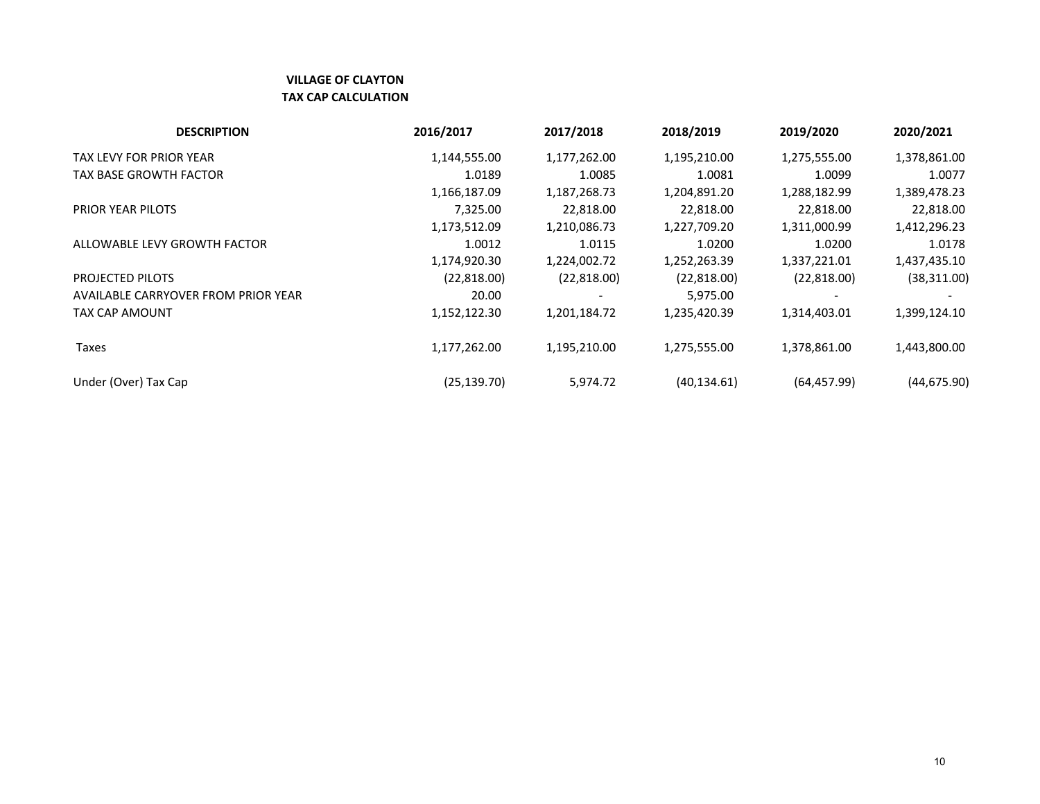**VILLAGE OF CLAYTON**
**TAX CAP CALCULATION**

| DESCRIPTION | 2016/2017 | 2017/2018 | 2018/2019 | 2019/2020 | 2020/2021 |
|---|---|---|---|---|---|
| TAX LEVY FOR PRIOR YEAR | 1,144,555.00 | 1,177,262.00 | 1,195,210.00 | 1,275,555.00 | 1,378,861.00 |
| TAX BASE GROWTH FACTOR | 1.0189 | 1.0085 | 1.0081 | 1.0099 | 1.0077 |
| | 1,166,187.09 | 1,187,268.73 | 1,204,891.20 | 1,288,182.99 | 1,389,478.23 |
| PRIOR YEAR PILOTS | 7,325.00 | 22,818.00 | 22,818.00 | 22,818.00 | 22,818.00 |
| | 1,173,512.09 | 1,210,086.73 | 1,227,709.20 | 1,311,000.99 | 1,412,296.23 |
| ALLOWABLE LEVY GROWTH FACTOR | 1.0012 | 1.0115 | 1.0200 | 1.0200 | 1.0178 |
| | 1,174,920.30 | 1,224,002.72 | 1,252,263.39 | 1,337,221.01 | 1,437,435.10 |
| PROJECTED PILOTS | (22,818.00) | (22,818.00) | (22,818.00) | (22,818.00) | (38,311.00) |
| AVAILABLE CARRYOVER FROM PRIOR YEAR | 20.00 | - | 5,975.00 | - | - |
| TAX CAP AMOUNT | 1,152,122.30 | 1,201,184.72 | 1,235,420.39 | 1,314,403.01 | 1,399,124.10 |
| Taxes | 1,177,262.00 | 1,195,210.00 | 1,275,555.00 | 1,378,861.00 | 1,443,800.00 |
| Under (Over) Tax Cap | (25,139.70) | 5,974.72 | (40,134.61) | (64,457.99) | (44,675.90) |